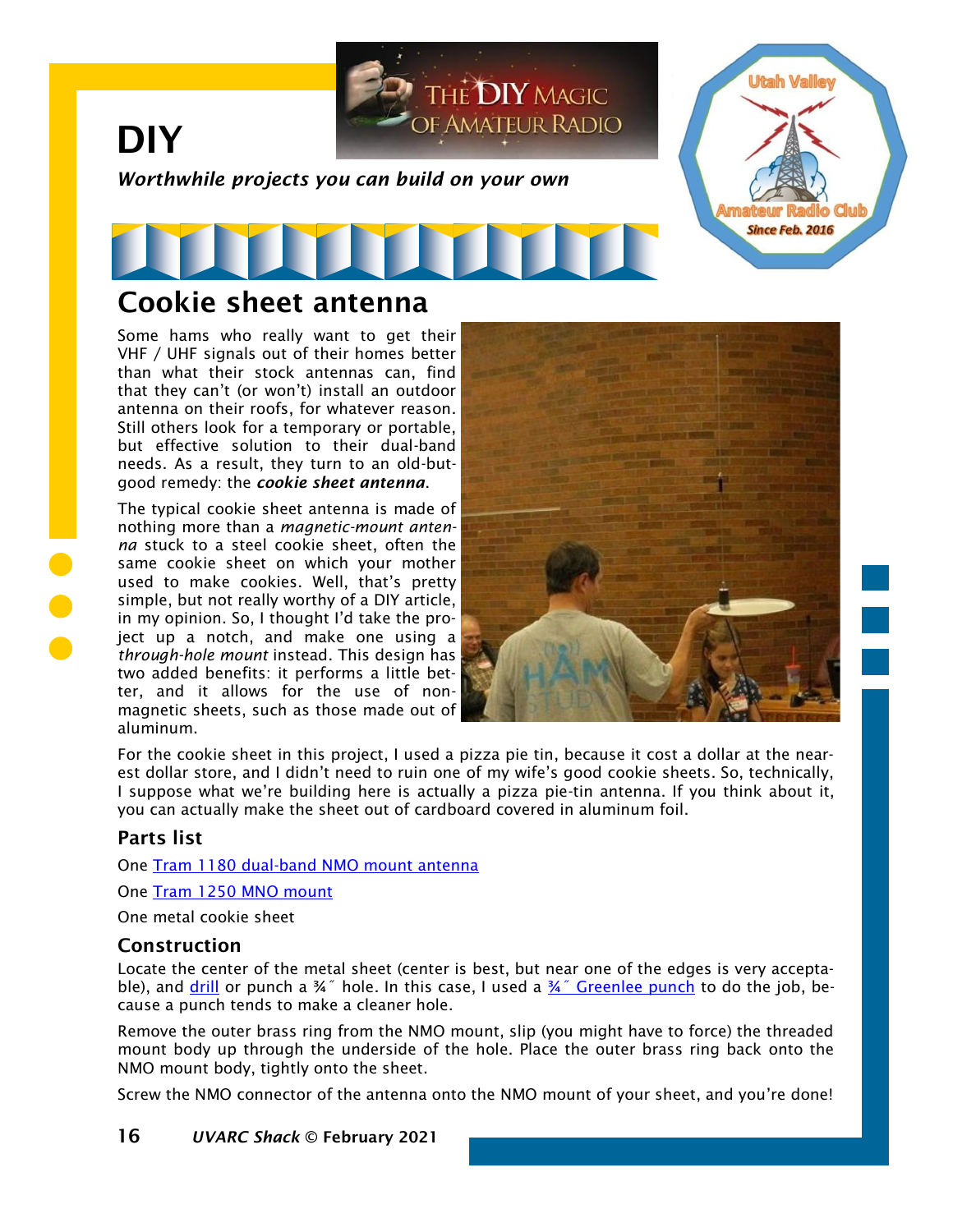# DIY

***Worthwhile projects you can build on your own***

## Cookie sheet antenna

Some hams who really want to get their VHF / UHF signals out of their homes better than what their stock antennas can, find that they can't (or won't) install an outdoor antenna on their roofs, for whatever reason. Still others look for a temporary or portable, but effective solution to their dual-band needs. As a result, they turn to an old-but-good remedy: the ***cookie sheet antenna***.

The typical cookie sheet antenna is made of nothing more than a *magnetic-mount antenna* stuck to a steel cookie sheet, often the same cookie sheet on which your mother used to make cookies. Well, that's pretty simple, but not really worthy of a DIY article, in my opinion. So, I thought I'd take the project up a notch, and make one using a *through-hole mount* instead. This design has two added benefits: it performs a little better, and it allows for the use of non-magnetic sheets, such as those made out of aluminum.

For the cookie sheet in this project, I used a pizza pie tin, because it cost a dollar at the nearest dollar store, and I didn't need to ruin one of my wife's good cookie sheets. So, technically, I suppose what we're building here is actually a pizza pie-tin antenna. If you think about it, you can actually make the sheet out of cardboard covered in aluminum foil.

### Parts list

One Tram 1180 dual-band NMO mount antenna

One Tram 1250 MNO mount

One metal cookie sheet

### Construction

Locate the center of the metal sheet (center is best, but near one of the edges is very acceptable), and drill or punch a ¾˝ hole. In this case, I used a ¾˝ Greenlee punch to do the job, because a punch tends to make a cleaner hole.

Remove the outer brass ring from the NMO mount, slip (you might have to force) the threaded mount body up through the underside of the hole. Place the outer brass ring back onto the NMO mount body, tightly onto the sheet.

Screw the NMO connector of the antenna onto the NMO mount of your sheet, and you're done!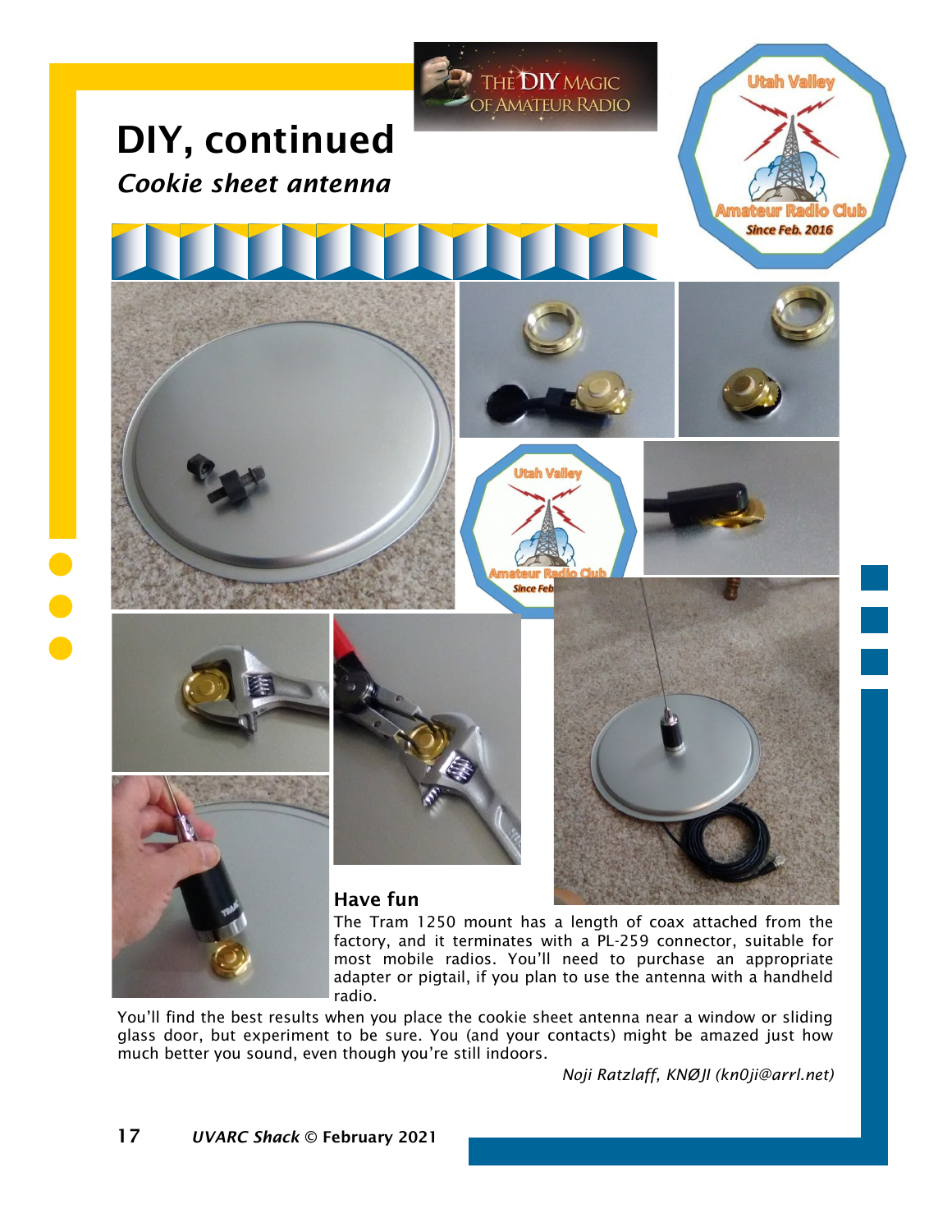# DIY, continued

*Cookie sheet antenna*

### Have fun

The Tram 1250 mount has a length of coax attached from the factory, and it terminates with a PL-259 connector, suitable for most mobile radios. You'll need to purchase an appropriate adapter or pigtail, if you plan to use the antenna with a handheld radio.

You'll find the best results when you place the cookie sheet antenna near a window or sliding glass door, but experiment to be sure. You (and your contacts) might be amazed just how much better you sound, even though you're still indoors.

*Noji Ratzlaff, KNØJI (kn0ji@arrl.net)*